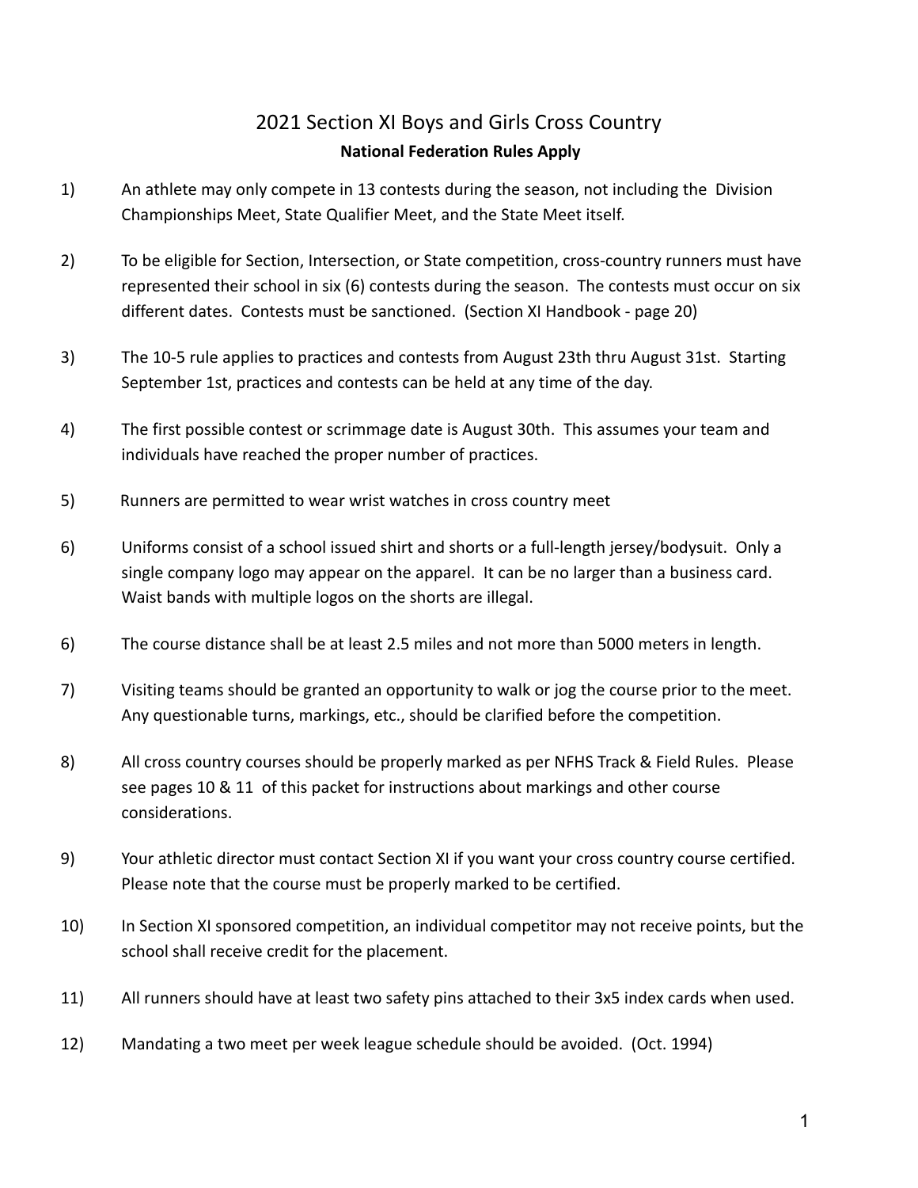# 2021 Section XI Boys and Girls Cross Country

**National Federation Rules Apply**

1) An athlete may only compete in 13 contests during the season, not including the Division Championships Meet, State Qualifier Meet, and the State Meet itself.

2) To be eligible for Section, Intersection, or State competition, cross-country runners must have represented their school in six (6) contests during the season. The contests must occur on six different dates. Contests must be sanctioned. (Section XI Handbook - page 20)

3) The 10-5 rule applies to practices and contests from August 23th thru August 31st. Starting September 1st, practices and contests can be held at any time of the day.

4) The first possible contest or scrimmage date is August 30th. This assumes your team and individuals have reached the proper number of practices.

5) Runners are permitted to wear wrist watches in cross country meet

6) Uniforms consist of a school issued shirt and shorts or a full-length jersey/bodysuit. Only a single company logo may appear on the apparel. It can be no larger than a business card. Waist bands with multiple logos on the shorts are illegal.

6) The course distance shall be at least 2.5 miles and not more than 5000 meters in length.

7) Visiting teams should be granted an opportunity to walk or jog the course prior to the meet. Any questionable turns, markings, etc., should be clarified before the competition.

8) All cross country courses should be properly marked as per NFHS Track & Field Rules. Please see pages 10 & 11 of this packet for instructions about markings and other course considerations.

9) Your athletic director must contact Section XI if you want your cross country course certified. Please note that the course must be properly marked to be certified.

10) In Section XI sponsored competition, an individual competitor may not receive points, but the school shall receive credit for the placement.

11) All runners should have at least two safety pins attached to their 3x5 index cards when used.

12) Mandating a two meet per week league schedule should be avoided. (Oct. 1994)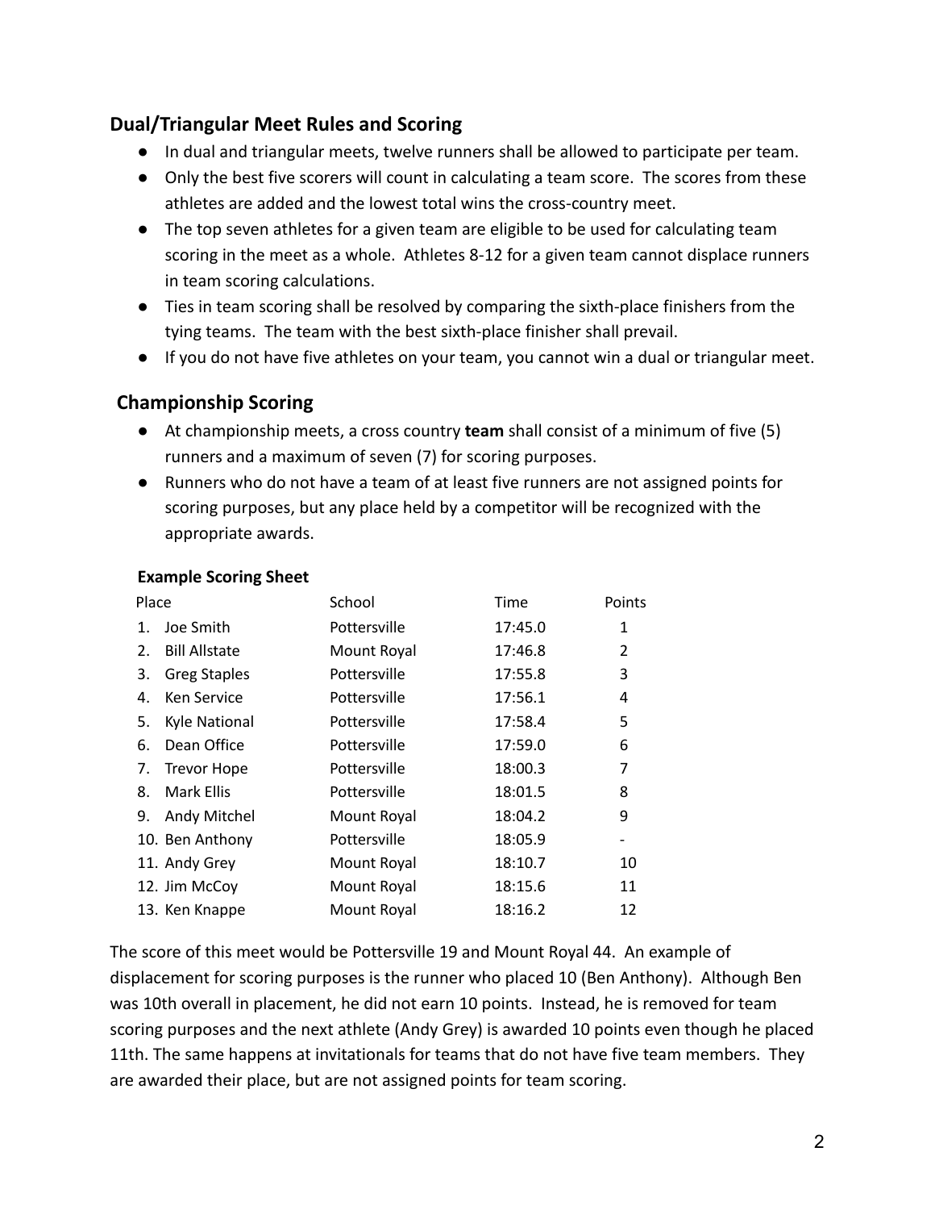## Dual/Triangular Meet Rules and Scoring

- In dual and triangular meets, twelve runners shall be allowed to participate per team.
- Only the best five scorers will count in calculating a team score. The scores from these athletes are added and the lowest total wins the cross-country meet.
- The top seven athletes for a given team are eligible to be used for calculating team scoring in the meet as a whole. Athletes 8-12 for a given team cannot displace runners in team scoring calculations.
- Ties in team scoring shall be resolved by comparing the sixth-place finishers from the tying teams. The team with the best sixth-place finisher shall prevail.
- If you do not have five athletes on your team, you cannot win a dual or triangular meet.

## Championship Scoring

- At championship meets, a cross country **team** shall consist of a minimum of five (5) runners and a maximum of seven (7) for scoring purposes.
- Runners who do not have a team of at least five runners are not assigned points for scoring purposes, but any place held by a competitor will be recognized with the appropriate awards.

**Example Scoring Sheet**

| Place | School | Time | Points |
|---|---|---|---|
| 1. Joe Smith | Pottersville | 17:45.0 | 1 |
| 2. Bill Allstate | Mount Royal | 17:46.8 | 2 |
| 3. Greg Staples | Pottersville | 17:55.8 | 3 |
| 4. Ken Service | Pottersville | 17:56.1 | 4 |
| 5. Kyle National | Pottersville | 17:58.4 | 5 |
| 6. Dean Office | Pottersville | 17:59.0 | 6 |
| 7. Trevor Hope | Pottersville | 18:00.3 | 7 |
| 8. Mark Ellis | Pottersville | 18:01.5 | 8 |
| 9. Andy Mitchel | Mount Royal | 18:04.2 | 9 |
| 10. Ben Anthony | Pottersville | 18:05.9 | - |
| 11. Andy Grey | Mount Royal | 18:10.7 | 10 |
| 12. Jim McCoy | Mount Royal | 18:15.6 | 11 |
| 13. Ken Knappe | Mount Royal | 18:16.2 | 12 |

The score of this meet would be Pottersville 19 and Mount Royal 44. An example of displacement for scoring purposes is the runner who placed 10 (Ben Anthony). Although Ben was 10th overall in placement, he did not earn 10 points. Instead, he is removed for team scoring purposes and the next athlete (Andy Grey) is awarded 10 points even though he placed 11th. The same happens at invitationals for teams that do not have five team members. They are awarded their place, but are not assigned points for team scoring.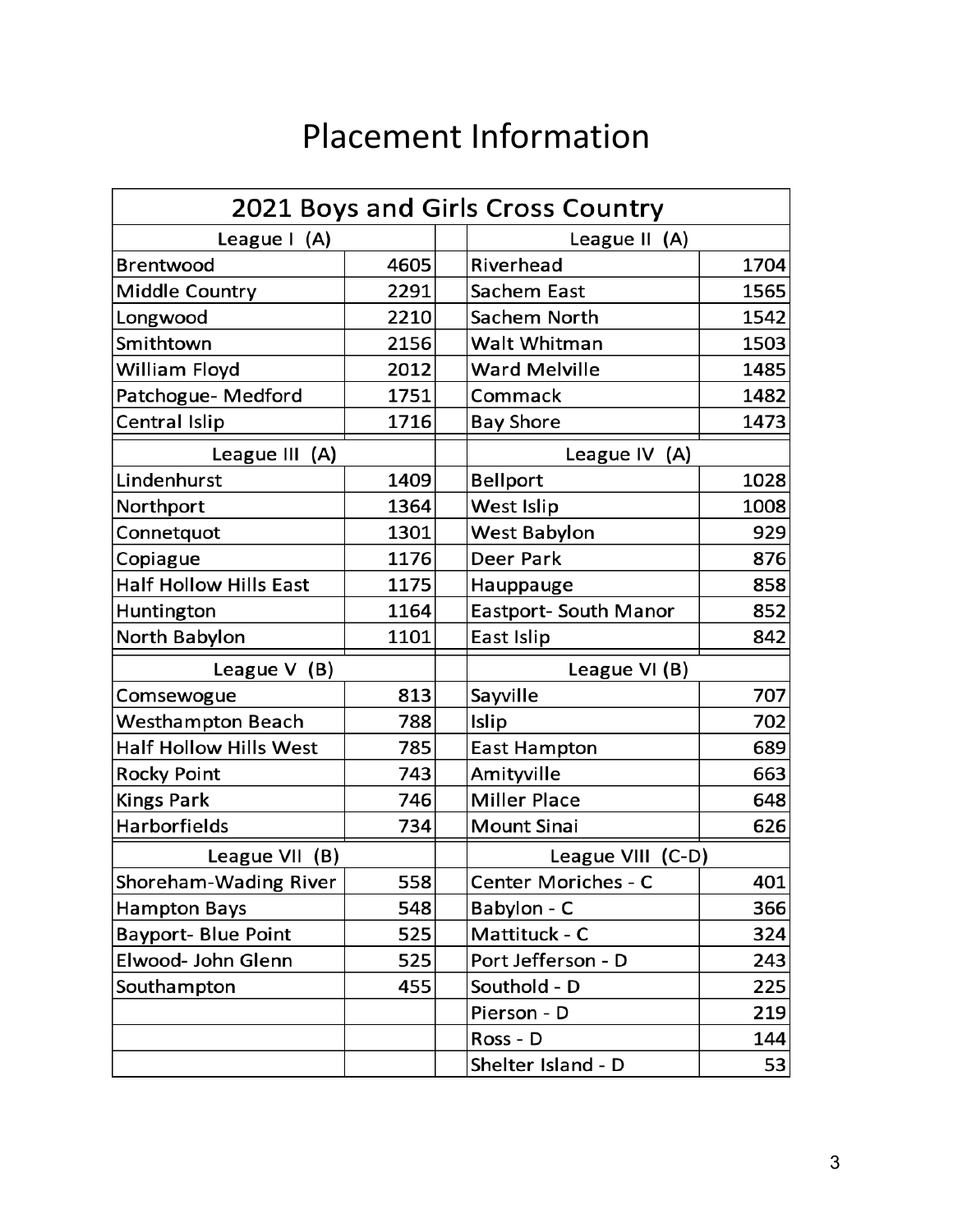# Placement Information

| 2021 Boys and Girls Cross Country | | | | |
|---|---|---|---|---|
| League I (A) | | | League II (A) | |
| Brentwood | 4605 | | Riverhead | 1704 |
| Middle Country | 2291 | | Sachem East | 1565 |
| Longwood | 2210 | | Sachem North | 1542 |
| Smithtown | 2156 | | Walt Whitman | 1503 |
| William Floyd | 2012 | | Ward Melville | 1485 |
| Patchogue- Medford | 1751 | | Commack | 1482 |
| Central Islip | 1716 | | Bay Shore | 1473 |
| League III (A) | | | League IV (A) | |
| Lindenhurst | 1409 | | Bellport | 1028 |
| Northport | 1364 | | West Islip | 1008 |
| Connetquot | 1301 | | West Babylon | 929 |
| Copiague | 1176 | | Deer Park | 876 |
| Half Hollow Hills East | 1175 | | Hauppauge | 858 |
| Huntington | 1164 | | Eastport- South Manor | 852 |
| North Babylon | 1101 | | East Islip | 842 |
| League V (B) | | | League VI (B) | |
| Comsewogue | 813 | | Sayville | 707 |
| Westhampton Beach | 788 | | Islip | 702 |
| Half Hollow Hills West | 785 | | East Hampton | 689 |
| Rocky Point | 743 | | Amityville | 663 |
| Kings Park | 746 | | Miller Place | 648 |
| Harborfields | 734 | | Mount Sinai | 626 |
| League VII (B) | | | League VIII (C-D) | |
| Shoreham-Wading River | 558 | | Center Moriches - C | 401 |
| Hampton Bays | 548 | | Babylon - C | 366 |
| Bayport- Blue Point | 525 | | Mattituck - C | 324 |
| Elwood- John Glenn | 525 | | Port Jefferson - D | 243 |
| Southampton | 455 | | Southold - D | 225 |
| | | | Pierson - D | 219 |
| | | | Ross - D | 144 |
| | | | Shelter Island - D | 53 |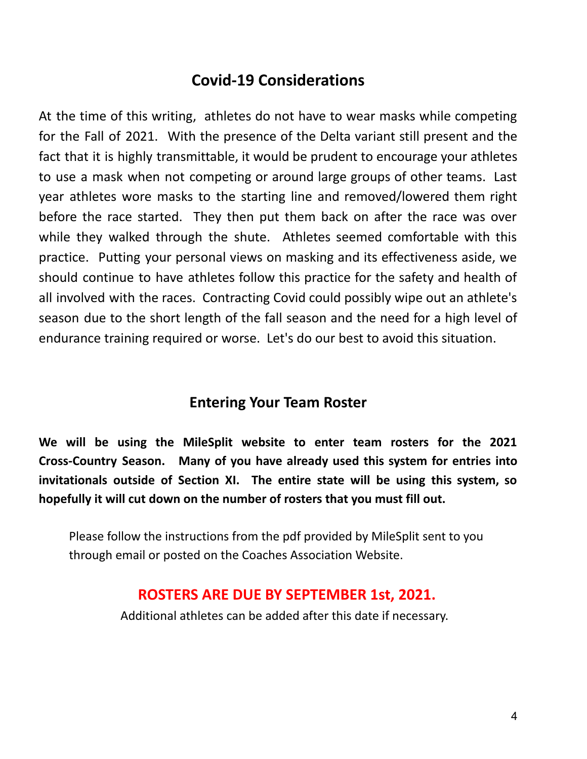## Covid-19 Considerations

At the time of this writing, athletes do not have to wear masks while competing for the Fall of 2021. With the presence of the Delta variant still present and the fact that it is highly transmittable, it would be prudent to encourage your athletes to use a mask when not competing or around large groups of other teams. Last year athletes wore masks to the starting line and removed/lowered them right before the race started. They then put them back on after the race was over while they walked through the shute. Athletes seemed comfortable with this practice. Putting your personal views on masking and its effectiveness aside, we should continue to have athletes follow this practice for the safety and health of all involved with the races. Contracting Covid could possibly wipe out an athlete's season due to the short length of the fall season and the need for a high level of endurance training required or worse. Let's do our best to avoid this situation.

## Entering Your Team Roster

**We will be using the MileSplit website to enter team rosters for the 2021 Cross-Country Season. Many of you have already used this system for entries into invitationals outside of Section XI. The entire state will be using this system, so hopefully it will cut down on the number of rosters that you must fill out.**

Please follow the instructions from the pdf provided by MileSplit sent to you through email or posted on the Coaches Association Website.

**ROSTERS ARE DUE BY SEPTEMBER 1st, 2021.**

Additional athletes can be added after this date if necessary.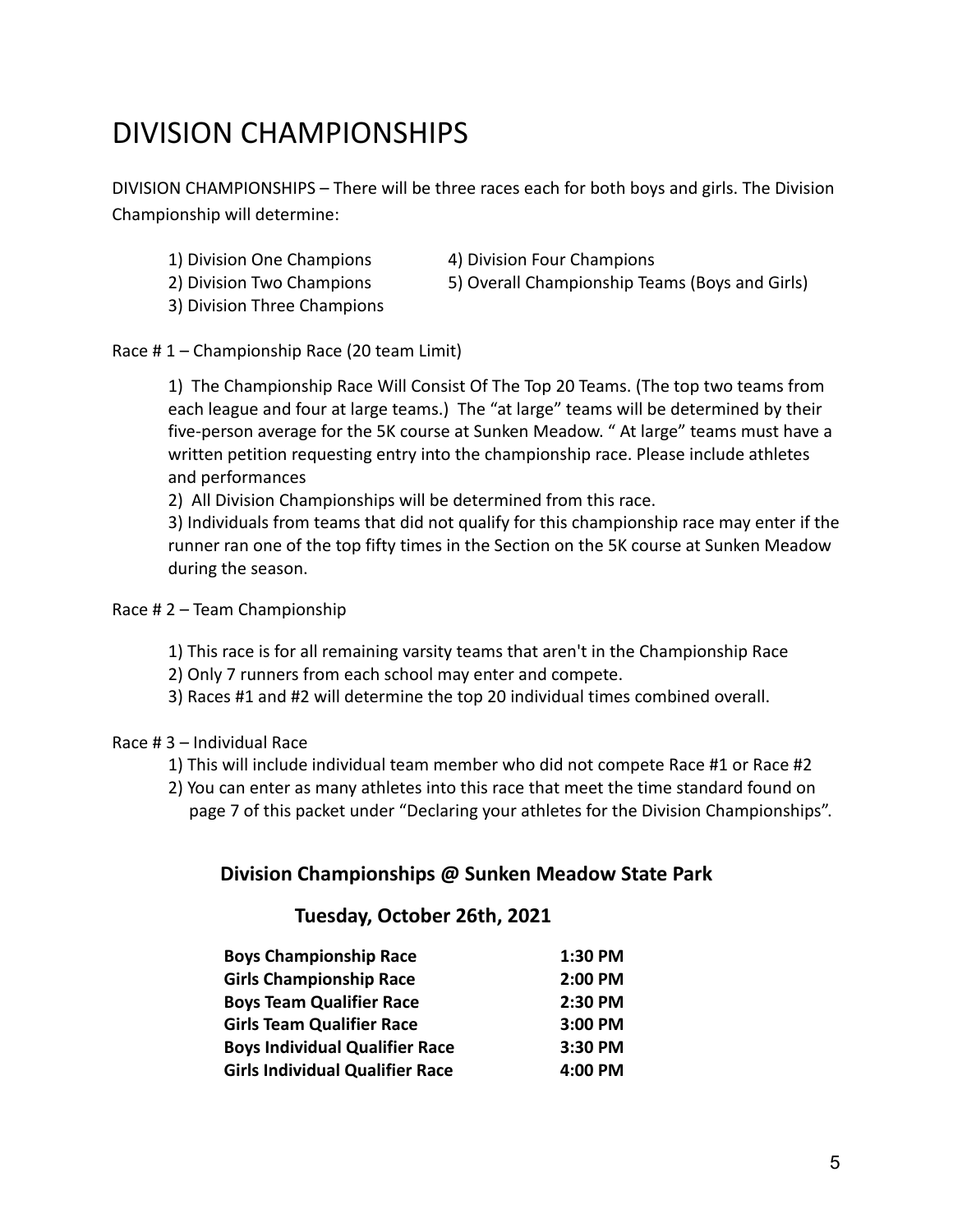# DIVISION CHAMPIONSHIPS

DIVISION CHAMPIONSHIPS – There will be three races each for both boys and girls. The Division Championship will determine:

1) Division One Champions
2) Division Two Champions
3) Division Three Champions
4) Division Four Champions
5) Overall Championship Teams (Boys and Girls)

Race # 1 – Championship Race (20 team Limit)

1) The Championship Race Will Consist Of The Top 20 Teams. (The top two teams from each league and four at large teams.) The "at large" teams will be determined by their five-person average for the 5K course at Sunken Meadow. " At large" teams must have a written petition requesting entry into the championship race. Please include athletes and performances
2) All Division Championships will be determined from this race.
3) Individuals from teams that did not qualify for this championship race may enter if the runner ran one of the top fifty times in the Section on the 5K course at Sunken Meadow during the season.

Race # 2 – Team Championship

1) This race is for all remaining varsity teams that aren't in the Championship Race
2) Only 7 runners from each school may enter and compete.
3) Races #1 and #2 will determine the top 20 individual times combined overall.

Race # 3 – Individual Race

1) This will include individual team member who did not compete Race #1 or Race #2
2) You can enter as many athletes into this race that meet the time standard found on page 7 of this packet under "Declaring your athletes for the Division Championships".

**Division Championships @ Sunken Meadow State Park**

**Tuesday, October 26th, 2021**

| | |
|---|---|
| **Boys Championship Race** | **1:30 PM** |
| **Girls Championship Race** | **2:00 PM** |
| **Boys Team Qualifier Race** | **2:30 PM** |
| **Girls Team Qualifier Race** | **3:00 PM** |
| **Boys Individual Qualifier Race** | **3:30 PM** |
| **Girls Individual Qualifier Race** | **4:00 PM** |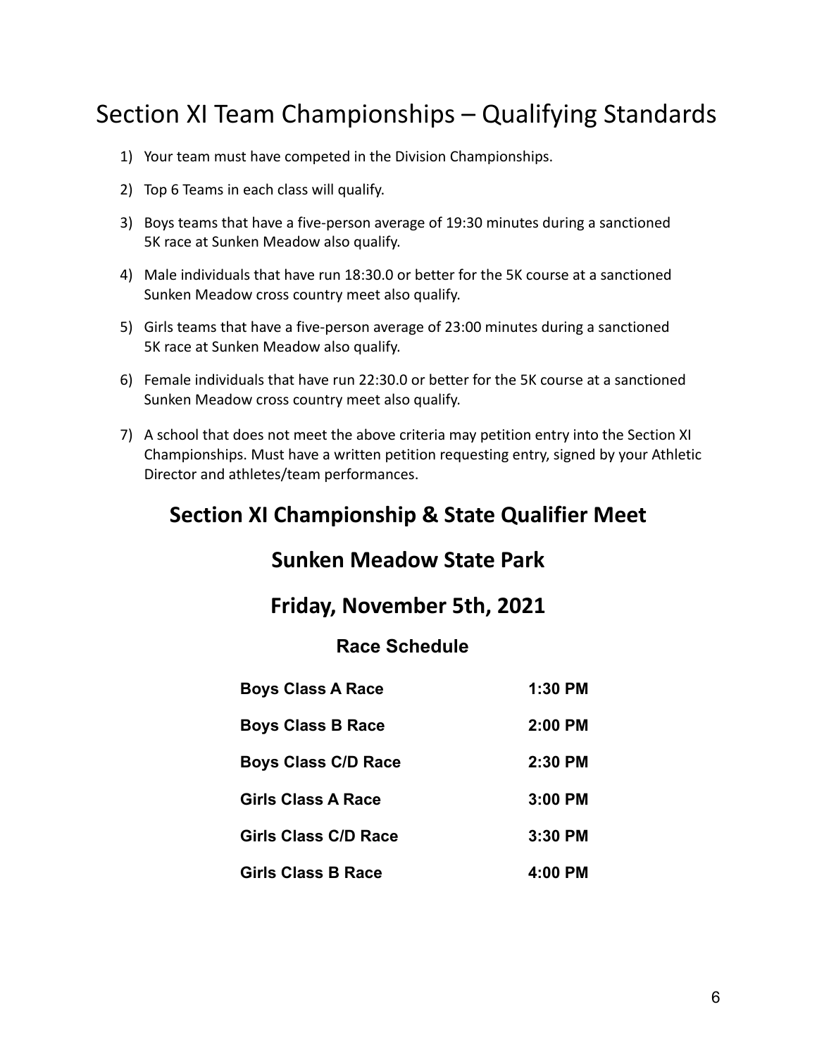# Section XI Team Championships – Qualifying Standards

1) Your team must have competed in the Division Championships.
2) Top 6 Teams in each class will qualify.
3) Boys teams that have a five-person average of 19:30 minutes during a sanctioned 5K race at Sunken Meadow also qualify.
4) Male individuals that have run 18:30.0 or better for the 5K course at a sanctioned Sunken Meadow cross country meet also qualify.
5) Girls teams that have a five-person average of 23:00 minutes during a sanctioned 5K race at Sunken Meadow also qualify.
6) Female individuals that have run 22:30.0 or better for the 5K course at a sanctioned Sunken Meadow cross country meet also qualify.
7) A school that does not meet the above criteria may petition entry into the Section XI Championships. Must have a written petition requesting entry, signed by your Athletic Director and athletes/team performances.

## Section XI Championship & State Qualifier Meet

## Sunken Meadow State Park

## Friday, November 5th, 2021

### Race Schedule

| | |
|---|---|
| **Boys Class A Race** | **1:30 PM** |
| **Boys Class B Race** | **2:00 PM** |
| **Boys Class C/D Race** | **2:30 PM** |
| **Girls Class A Race** | **3:00 PM** |
| **Girls Class C/D Race** | **3:30 PM** |
| **Girls Class B Race** | **4:00 PM** |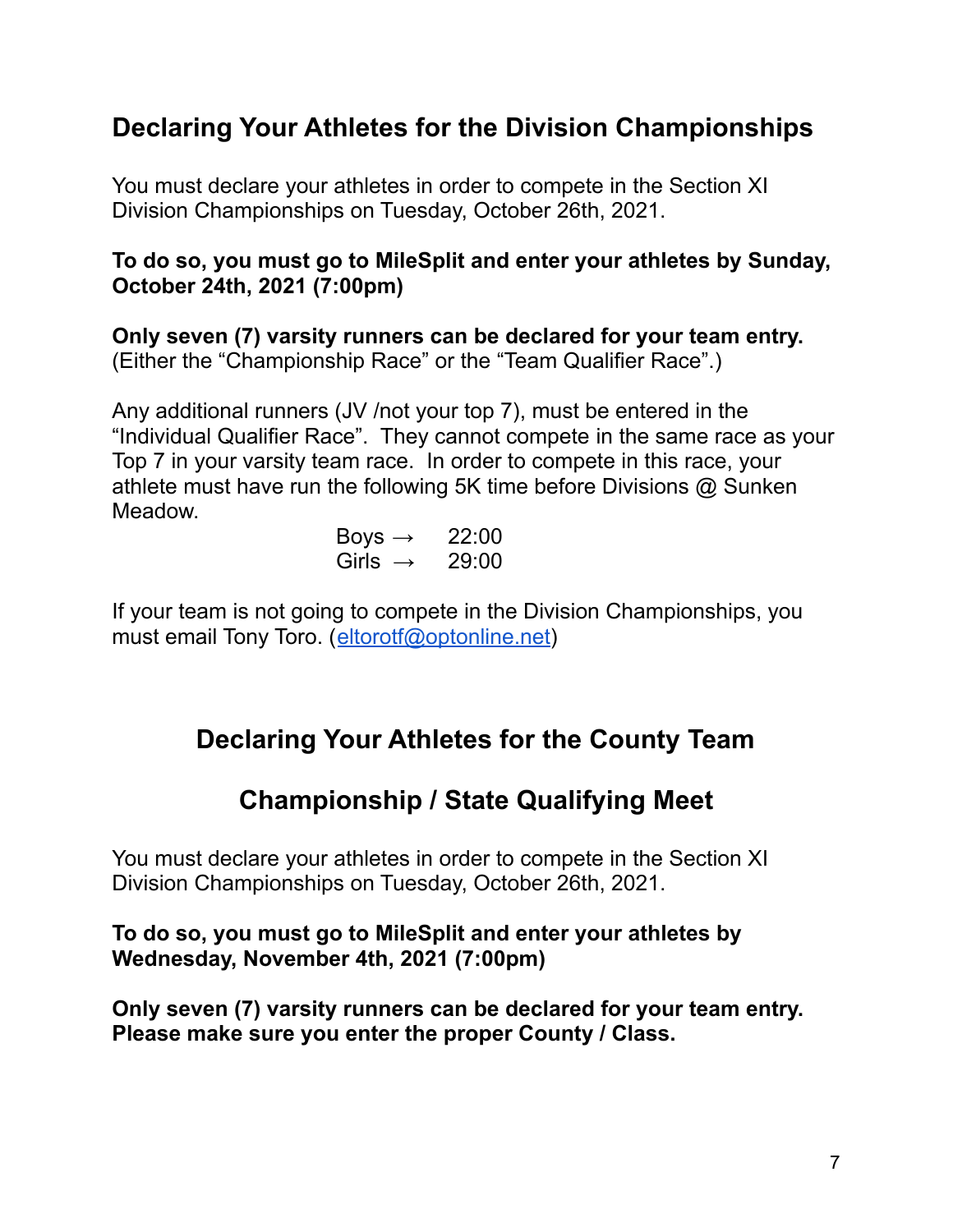## Declaring Your Athletes for the Division Championships

You must declare your athletes in order to compete in the Section XI Division Championships on Tuesday, October 26th, 2021.

**To do so, you must go to MileSplit and enter your athletes by Sunday, October 24th, 2021 (7:00pm)**

**Only seven (7) varsity runners can be declared for your team entry.** (Either the "Championship Race" or the "Team Qualifier Race".)

Any additional runners (JV /not your top 7), must be entered in the "Individual Qualifier Race". They cannot compete in the same race as your Top 7 in your varsity team race. In order to compete in this race, your athlete must have run the following 5K time before Divisions @ Sunken Meadow.

Boys → 22:00
Girls → 29:00

If your team is not going to compete in the Division Championships, you must email Tony Toro. (eltorotf@optonline.net)

## Declaring Your Athletes for the County Team Championship / State Qualifying Meet

You must declare your athletes in order to compete in the Section XI Division Championships on Tuesday, October 26th, 2021.

**To do so, you must go to MileSplit and enter your athletes by Wednesday, November 4th, 2021 (7:00pm)**

**Only seven (7) varsity runners can be declared for your team entry. Please make sure you enter the proper County / Class.**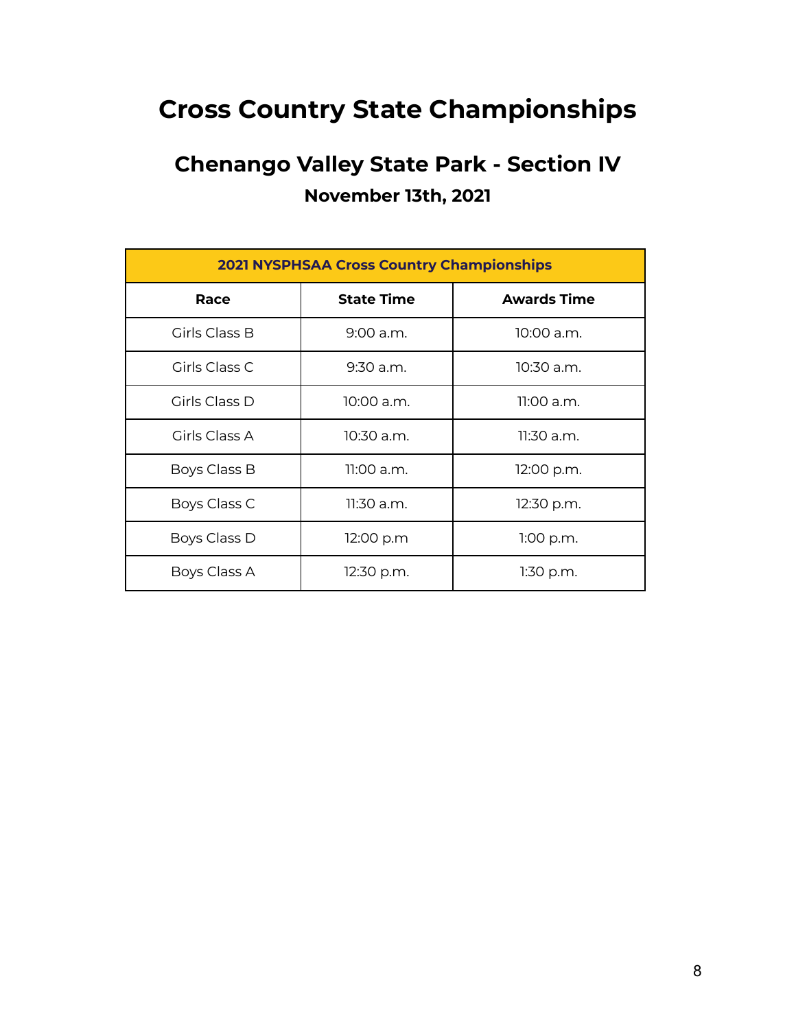# Cross Country State Championships

## Chenango Valley State Park - Section IV

### November 13th, 2021

| 2021 NYSPHSAA Cross Country Championships | | |
|---|---|---|
| **Race** | **State Time** | **Awards Time** |
| Girls Class B | 9:00 a.m. | 10:00 a.m. |
| Girls Class C | 9:30 a.m. | 10:30 a.m. |
| Girls Class D | 10:00 a.m. | 11:00 a.m. |
| Girls Class A | 10:30 a.m. | 11:30 a.m. |
| Boys Class B | 11:00 a.m. | 12:00 p.m. |
| Boys Class C | 11:30 a.m. | 12:30 p.m. |
| Boys Class D | 12:00 p.m | 1:00 p.m. |
| Boys Class A | 12:30 p.m. | 1:30 p.m. |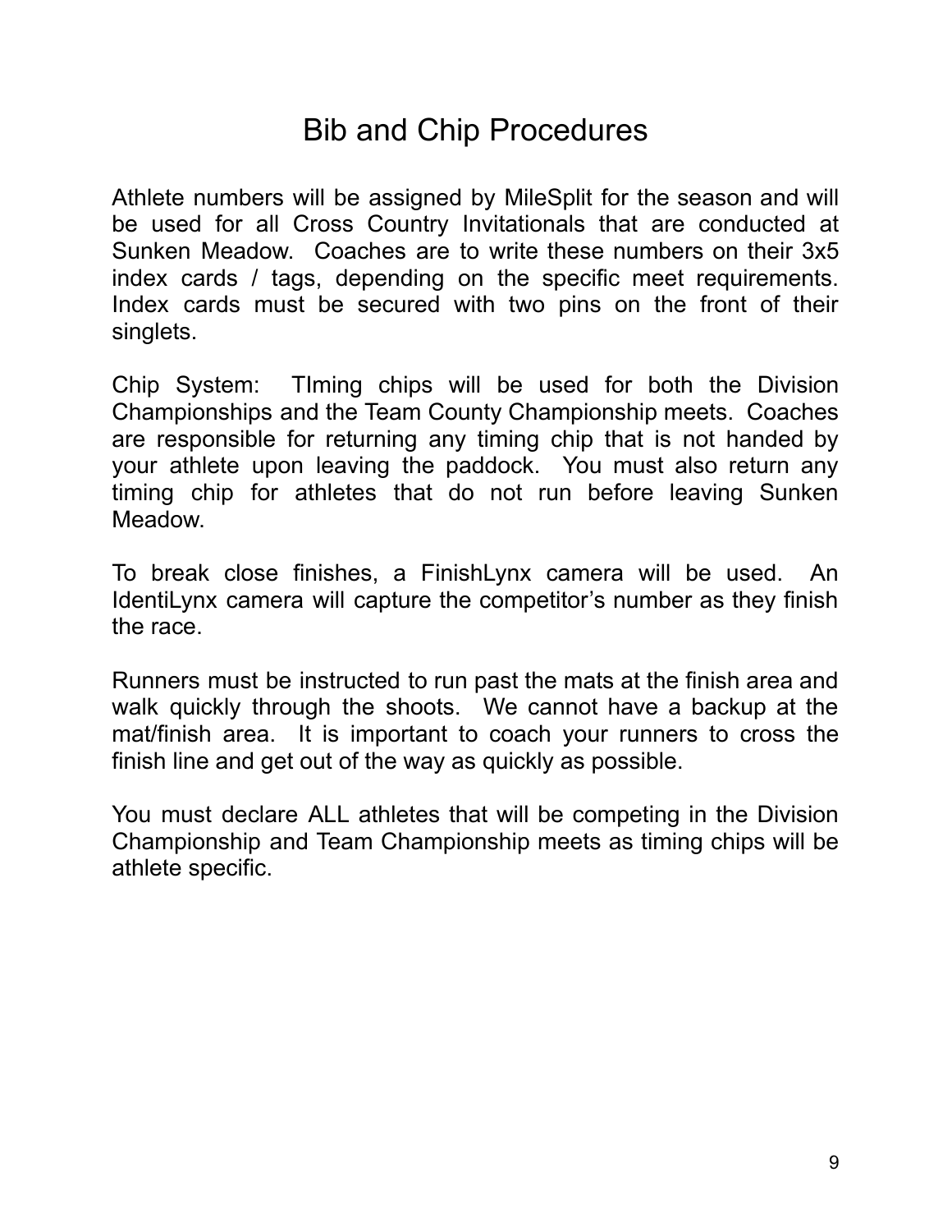# Bib and Chip Procedures

Athlete numbers will be assigned by MileSplit for the season and will be used for all Cross Country Invitationals that are conducted at Sunken Meadow. Coaches are to write these numbers on their 3x5 index cards / tags, depending on the specific meet requirements. Index cards must be secured with two pins on the front of their singlets.

Chip System: TIming chips will be used for both the Division Championships and the Team County Championship meets. Coaches are responsible for returning any timing chip that is not handed by your athlete upon leaving the paddock. You must also return any timing chip for athletes that do not run before leaving Sunken Meadow.

To break close finishes, a FinishLynx camera will be used. An IdentiLynx camera will capture the competitor's number as they finish the race.

Runners must be instructed to run past the mats at the finish area and walk quickly through the shoots. We cannot have a backup at the mat/finish area. It is important to coach your runners to cross the finish line and get out of the way as quickly as possible.

You must declare ALL athletes that will be competing in the Division Championship and Team Championship meets as timing chips will be athlete specific.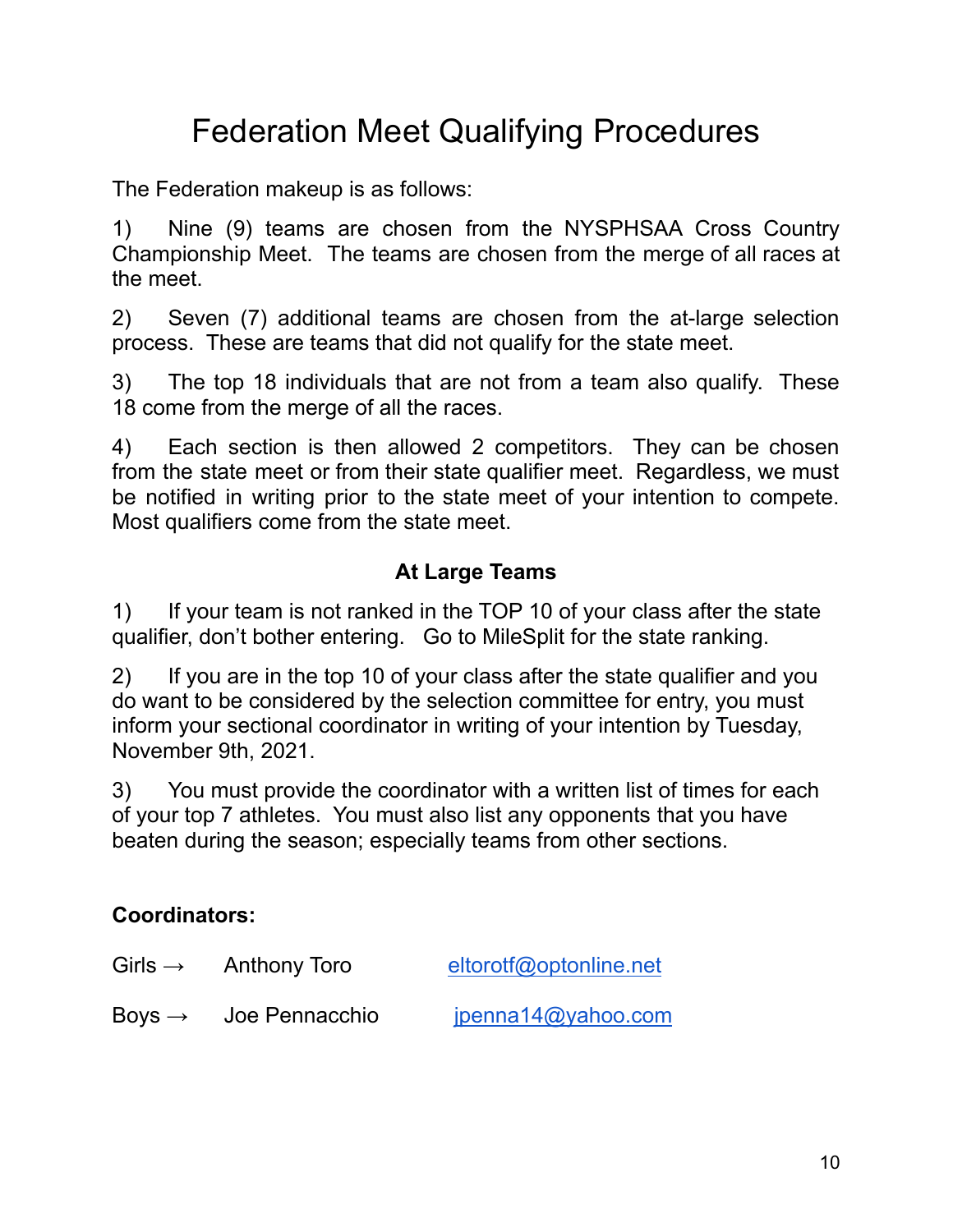# Federation Meet Qualifying Procedures

The Federation makeup is as follows:

1) Nine (9) teams are chosen from the NYSPHSAA Cross Country Championship Meet. The teams are chosen from the merge of all races at the meet.

2) Seven (7) additional teams are chosen from the at-large selection process. These are teams that did not qualify for the state meet.

3) The top 18 individuals that are not from a team also qualify. These 18 come from the merge of all the races.

4) Each section is then allowed 2 competitors. They can be chosen from the state meet or from their state qualifier meet. Regardless, we must be notified in writing prior to the state meet of your intention to compete. Most qualifiers come from the state meet.

**At Large Teams**

1) If your team is not ranked in the TOP 10 of your class after the state qualifier, don't bother entering. Go to MileSplit for the state ranking.

2) If you are in the top 10 of your class after the state qualifier and you do want to be considered by the selection committee for entry, you must inform your sectional coordinator in writing of your intention by Tuesday, November 9th, 2021.

3) You must provide the coordinator with a written list of times for each of your top 7 athletes. You must also list any opponents that you have beaten during the season; especially teams from other sections.

**Coordinators:**

Girls → Anthony Toro eltorotf@optonline.net

Boys → Joe Pennacchio jpenna14@yahoo.com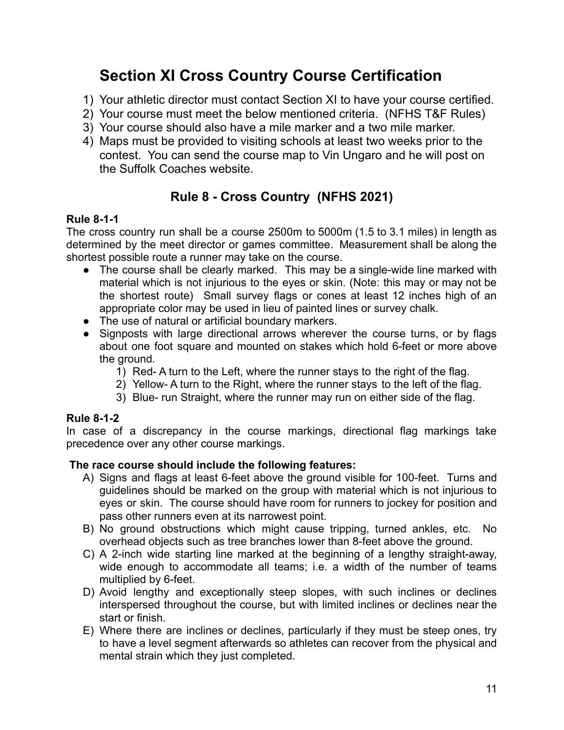# Section XI Cross Country Course Certification

1) Your athletic director must contact Section XI to have your course certified.
2) Your course must meet the below mentioned criteria. (NFHS T&F Rules)
3) Your course should also have a mile marker and a two mile marker.
4) Maps must be provided to visiting schools at least two weeks prior to the contest. You can send the course map to Vin Ungaro and he will post on the Suffolk Coaches website.

## Rule 8 - Cross Country (NFHS 2021)

**Rule 8-1-1**

The cross country run shall be a course 2500m to 5000m (1.5 to 3.1 miles) in length as determined by the meet director or games committee. Measurement shall be along the shortest possible route a runner may take on the course.

- The course shall be clearly marked. This may be a single-wide line marked with material which is not injurious to the eyes or skin. (Note: this may or may not be the shortest route) Small survey flags or cones at least 12 inches high of an appropriate color may be used in lieu of painted lines or survey chalk.
- The use of natural or artificial boundary markers.
- Signposts with large directional arrows wherever the course turns, or by flags about one foot square and mounted on stakes which hold 6-feet or more above the ground.
    1) Red- A turn to the Left, where the runner stays to the right of the flag.
    2) Yellow- A turn to the Right, where the runner stays to the left of the flag.
    3) Blue- run Straight, where the runner may run on either side of the flag.

**Rule 8-1-2**

In case of a discrepancy in the course markings, directional flag markings take precedence over any other course markings.

**The race course should include the following features:**

A) Signs and flags at least 6-feet above the ground visible for 100-feet. Turns and guidelines should be marked on the group with material which is not injurious to eyes or skin. The course should have room for runners to jockey for position and pass other runners even at its narrowest point.

B) No ground obstructions which might cause tripping, turned ankles, etc. No overhead objects such as tree branches lower than 8-feet above the ground.

C) A 2-inch wide starting line marked at the beginning of a lengthy straight-away, wide enough to accommodate all teams; i.e. a width of the number of teams multiplied by 6-feet.

D) Avoid lengthy and exceptionally steep slopes, with such inclines or declines interspersed throughout the course, but with limited inclines or declines near the start or finish.

E) Where there are inclines or declines, particularly if they must be steep ones, try to have a level segment afterwards so athletes can recover from the physical and mental strain which they just completed.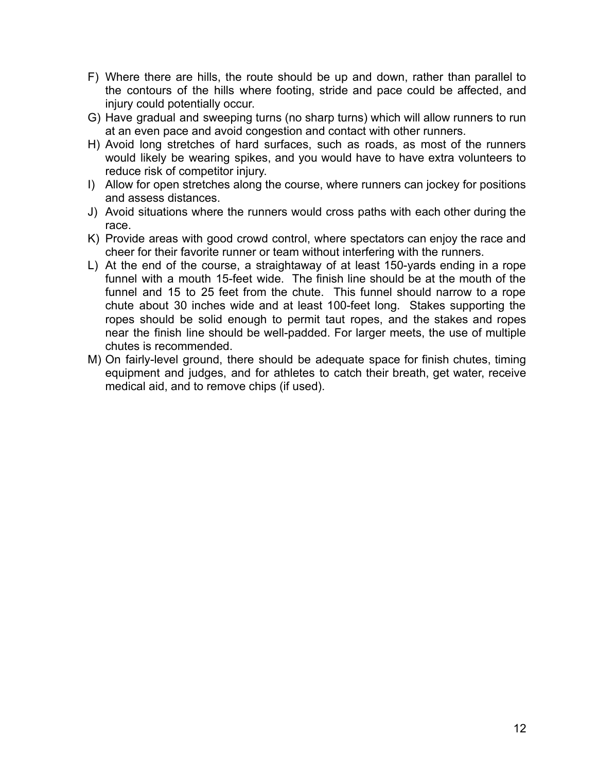F) Where there are hills, the route should be up and down, rather than parallel to the contours of the hills where footing, stride and pace could be affected, and injury could potentially occur.
G) Have gradual and sweeping turns (no sharp turns) which will allow runners to run at an even pace and avoid congestion and contact with other runners.
H) Avoid long stretches of hard surfaces, such as roads, as most of the runners would likely be wearing spikes, and you would have to have extra volunteers to reduce risk of competitor injury.
I) Allow for open stretches along the course, where runners can jockey for positions and assess distances.
J) Avoid situations where the runners would cross paths with each other during the race.
K) Provide areas with good crowd control, where spectators can enjoy the race and cheer for their favorite runner or team without interfering with the runners.
L) At the end of the course, a straightaway of at least 150-yards ending in a rope funnel with a mouth 15-feet wide. The finish line should be at the mouth of the funnel and 15 to 25 feet from the chute. This funnel should narrow to a rope chute about 30 inches wide and at least 100-feet long. Stakes supporting the ropes should be solid enough to permit taut ropes, and the stakes and ropes near the finish line should be well-padded. For larger meets, the use of multiple chutes is recommended.
M) On fairly-level ground, there should be adequate space for finish chutes, timing equipment and judges, and for athletes to catch their breath, get water, receive medical aid, and to remove chips (if used).